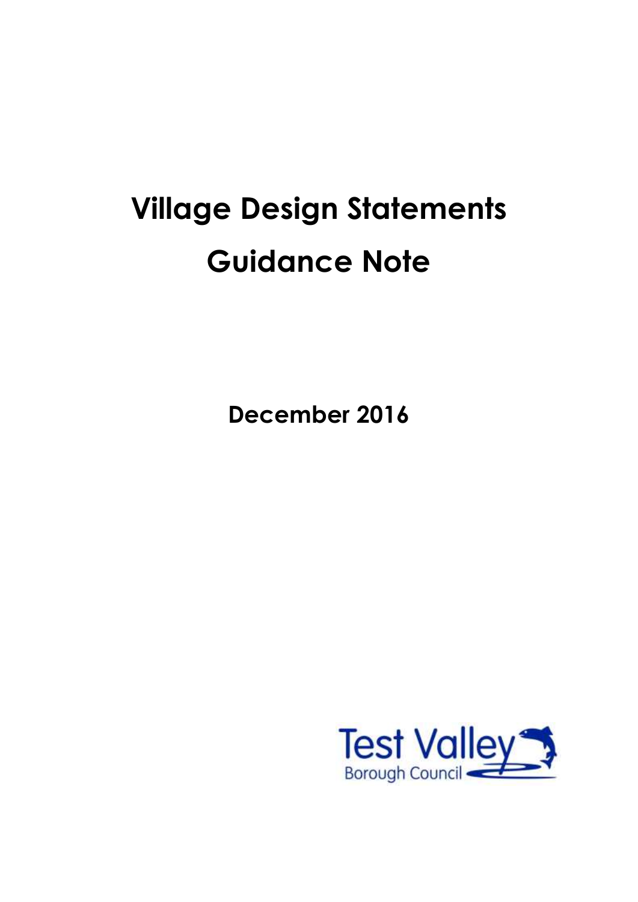# Village Design Statements

# Guidance Note

**December 2016**

Test Valley
Borough Council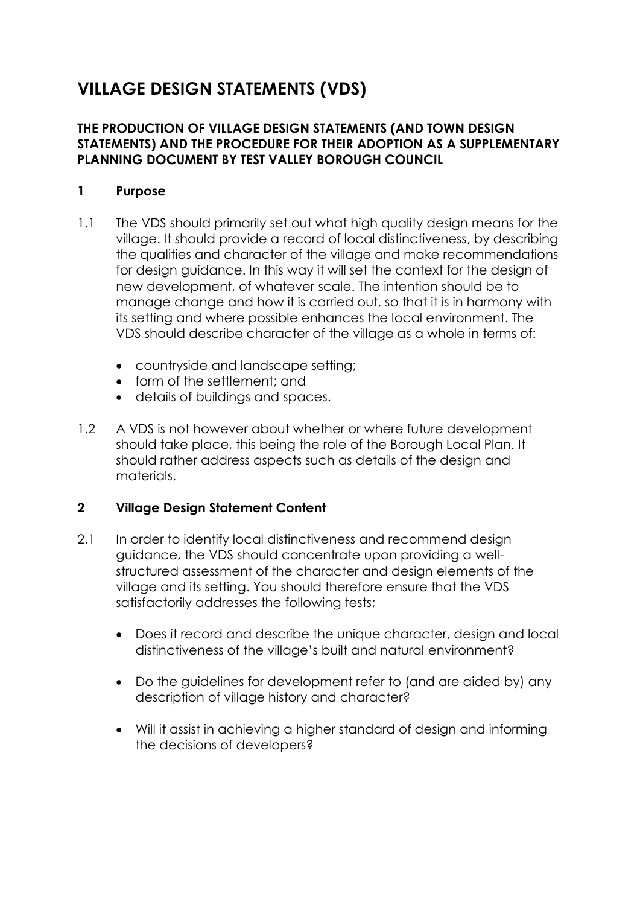# VILLAGE DESIGN STATEMENTS (VDS)

### THE PRODUCTION OF VILLAGE DESIGN STATEMENTS (AND TOWN DESIGN STATEMENTS) AND THE PROCEDURE FOR THEIR ADOPTION AS A SUPPLEMENTARY PLANNING DOCUMENT BY TEST VALLEY BOROUGH COUNCIL

## 1 Purpose

1.1 The VDS should primarily set out what high quality design means for the village. It should provide a record of local distinctiveness, by describing the qualities and character of the village and make recommendations for design guidance. In this way it will set the context for the design of new development, of whatever scale. The intention should be to manage change and how it is carried out, so that it is in harmony with its setting and where possible enhances the local environment. The VDS should describe character of the village as a whole in terms of:

- countryside and landscape setting;
- form of the settlement; and
- details of buildings and spaces.

1.2 A VDS is not however about whether or where future development should take place, this being the role of the Borough Local Plan. It should rather address aspects such as details of the design and materials.

## 2 Village Design Statement Content

2.1 In order to identify local distinctiveness and recommend design guidance, the VDS should concentrate upon providing a well-structured assessment of the character and design elements of the village and its setting. You should therefore ensure that the VDS satisfactorily addresses the following tests;

- Does it record and describe the unique character, design and local distinctiveness of the village's built and natural environment?
- Do the guidelines for development refer to (and are aided by) any description of village history and character?
- Will it assist in achieving a higher standard of design and informing the decisions of developers?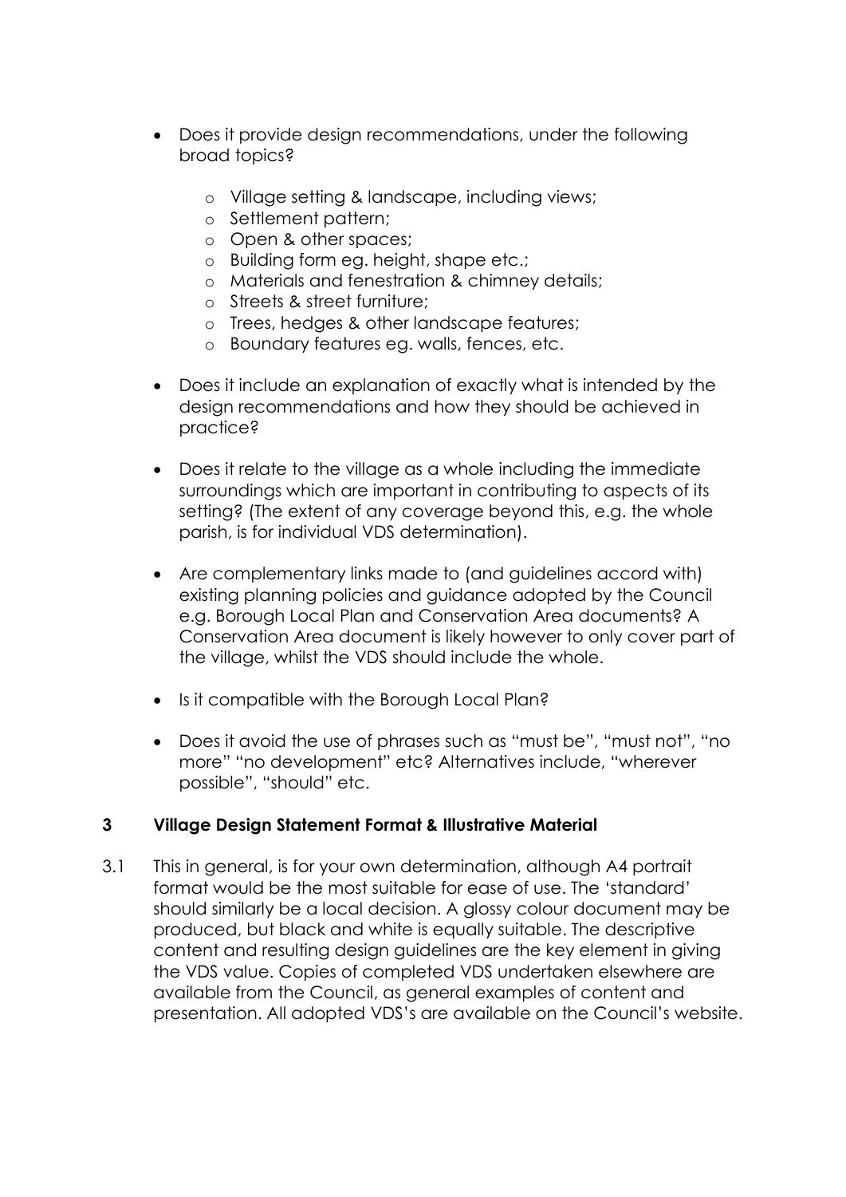- Does it provide design recommendations, under the following broad topics?
    - Village setting & landscape, including views;
    - Settlement pattern;
    - Open & other spaces;
    - Building form eg. height, shape etc.;
    - Materials and fenestration & chimney details;
    - Streets & street furniture;
    - Trees, hedges & other landscape features;
    - Boundary features eg. walls, fences, etc.

- Does it include an explanation of exactly what is intended by the design recommendations and how they should be achieved in practice?

- Does it relate to the village as a whole including the immediate surroundings which are important in contributing to aspects of its setting? (The extent of any coverage beyond this, e.g. the whole parish, is for individual VDS determination).

- Are complementary links made to (and guidelines accord with) existing planning policies and guidance adopted by the Council e.g. Borough Local Plan and Conservation Area documents? A Conservation Area document is likely however to only cover part of the village, whilst the VDS should include the whole.

- Is it compatible with the Borough Local Plan?

- Does it avoid the use of phrases such as "must be", "must not", "no more" "no development" etc? Alternatives include, "wherever possible", "should" etc.

## 3 Village Design Statement Format & Illustrative Material

3.1 This in general, is for your own determination, although A4 portrait format would be the most suitable for ease of use. The 'standard' should similarly be a local decision. A glossy colour document may be produced, but black and white is equally suitable. The descriptive content and resulting design guidelines are the key element in giving the VDS value. Copies of completed VDS undertaken elsewhere are available from the Council, as general examples of content and presentation. All adopted VDS's are available on the Council's website.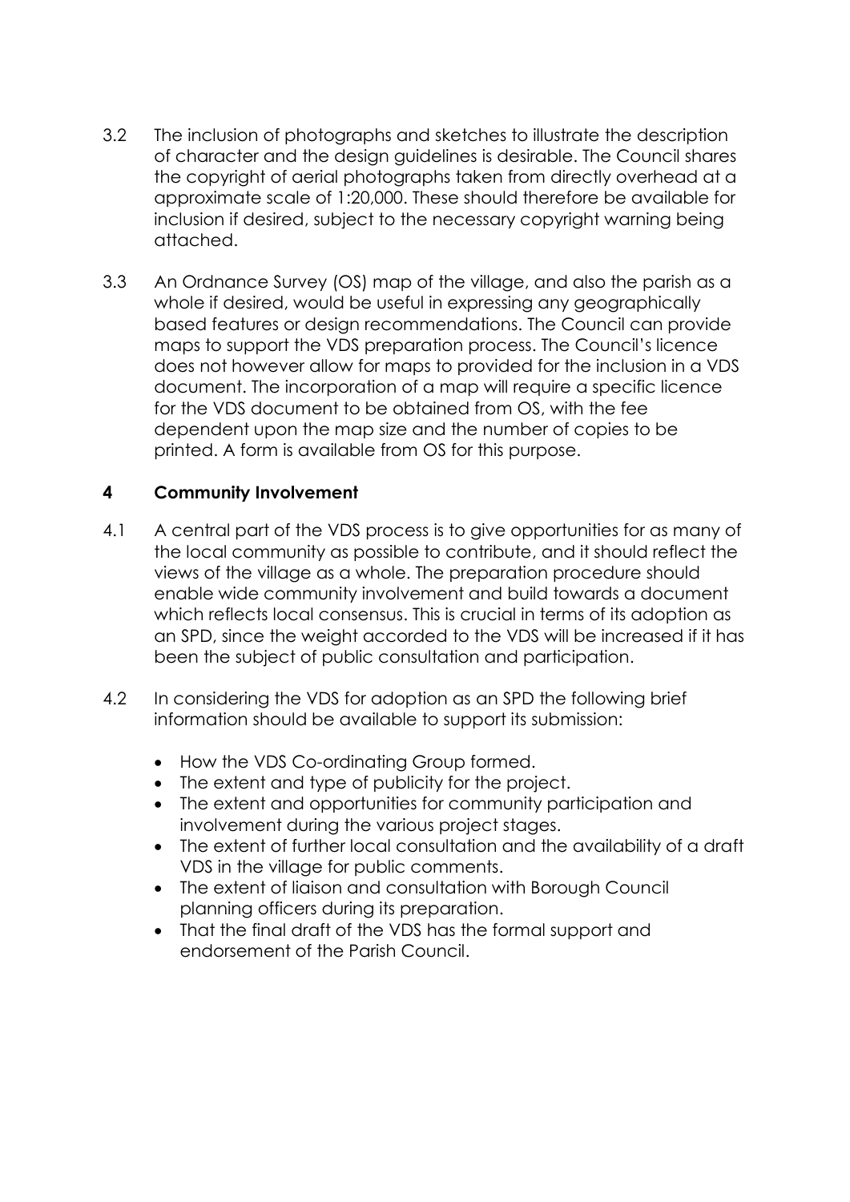3.2 The inclusion of photographs and sketches to illustrate the description of character and the design guidelines is desirable. The Council shares the copyright of aerial photographs taken from directly overhead at a approximate scale of 1:20,000. These should therefore be available for inclusion if desired, subject to the necessary copyright warning being attached.

3.3 An Ordnance Survey (OS) map of the village, and also the parish as a whole if desired, would be useful in expressing any geographically based features or design recommendations. The Council can provide maps to support the VDS preparation process. The Council's licence does not however allow for maps to provided for the inclusion in a VDS document. The incorporation of a map will require a specific licence for the VDS document to be obtained from OS, with the fee dependent upon the map size and the number of copies to be printed. A form is available from OS for this purpose.

## 4 Community Involvement

4.1 A central part of the VDS process is to give opportunities for as many of the local community as possible to contribute, and it should reflect the views of the village as a whole. The preparation procedure should enable wide community involvement and build towards a document which reflects local consensus. This is crucial in terms of its adoption as an SPD, since the weight accorded to the VDS will be increased if it has been the subject of public consultation and participation.

4.2 In considering the VDS for adoption as an SPD the following brief information should be available to support its submission:

- How the VDS Co-ordinating Group formed.
- The extent and type of publicity for the project.
- The extent and opportunities for community participation and involvement during the various project stages.
- The extent of further local consultation and the availability of a draft VDS in the village for public comments.
- The extent of liaison and consultation with Borough Council planning officers during its preparation.
- That the final draft of the VDS has the formal support and endorsement of the Parish Council.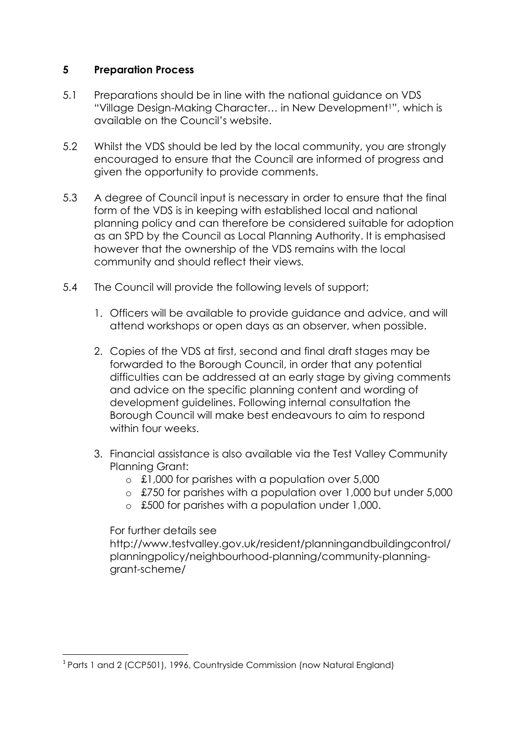## 5 Preparation Process

5.1 Preparations should be in line with the national guidance on VDS "Village Design-Making Character… in New Development[1]", which is available on the Council's website.

5.2 Whilst the VDS should be led by the local community, you are strongly encouraged to ensure that the Council are informed of progress and given the opportunity to provide comments.

5.3 A degree of Council input is necessary in order to ensure that the final form of the VDS is in keeping with established local and national planning policy and can therefore be considered suitable for adoption as an SPD by the Council as Local Planning Authority. It is emphasised however that the ownership of the VDS remains with the local community and should reflect their views.

5.4 The Council will provide the following levels of support;

1. Officers will be available to provide guidance and advice, and will attend workshops or open days as an observer, when possible.

2. Copies of the VDS at first, second and final draft stages may be forwarded to the Borough Council, in order that any potential difficulties can be addressed at an early stage by giving comments and advice on the specific planning content and wording of development guidelines. Following internal consultation the Borough Council will make best endeavours to aim to respond within four weeks.

3. Financial assistance is also available via the Test Valley Community Planning Grant:
   - £1,000 for parishes with a population over 5,000
   - £750 for parishes with a population over 1,000 but under 5,000
   - £500 for parishes with a population under 1,000.

   For further details see http://www.testvalley.gov.uk/resident/planningandbuildingcontrol/planningpolicy/neighbourhood-planning/community-planning-grant-scheme/

[1] Parts 1 and 2 (CCP501), 1996, Countryside Commission (now Natural England)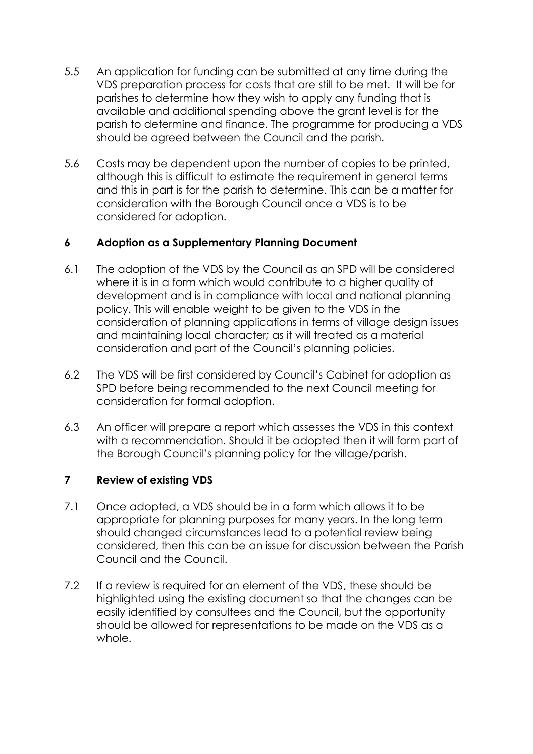5.5 An application for funding can be submitted at any time during the VDS preparation process for costs that are still to be met. It will be for parishes to determine how they wish to apply any funding that is available and additional spending above the grant level is for the parish to determine and finance. The programme for producing a VDS should be agreed between the Council and the parish.

5.6 Costs may be dependent upon the number of copies to be printed, although this is difficult to estimate the requirement in general terms and this in part is for the parish to determine. This can be a matter for consideration with the Borough Council once a VDS is to be considered for adoption.

## 6 Adoption as a Supplementary Planning Document

6.1 The adoption of the VDS by the Council as an SPD will be considered where it is in a form which would contribute to a higher quality of development and is in compliance with local and national planning policy. This will enable weight to be given to the VDS in the consideration of planning applications in terms of village design issues and maintaining local character*;* as it will treated as a material consideration and part of the Council's planning policies.

6.2 The VDS will be first considered by Council's Cabinet for adoption as SPD before being recommended to the next Council meeting for consideration for formal adoption.

6.3 An officer will prepare a report which assesses the VDS in this context with a recommendation. Should it be adopted then it will form part of the Borough Council's planning policy for the village/parish.

## 7 Review of existing VDS

7.1 Once adopted, a VDS should be in a form which allows it to be appropriate for planning purposes for many years. In the long term should changed circumstances lead to a potential review being considered, then this can be an issue for discussion between the Parish Council and the Council.

7.2 If a review is required for an element of the VDS, these should be highlighted using the existing document so that the changes can be easily identified by consultees and the Council, but the opportunity should be allowed for representations to be made on the VDS as a whole.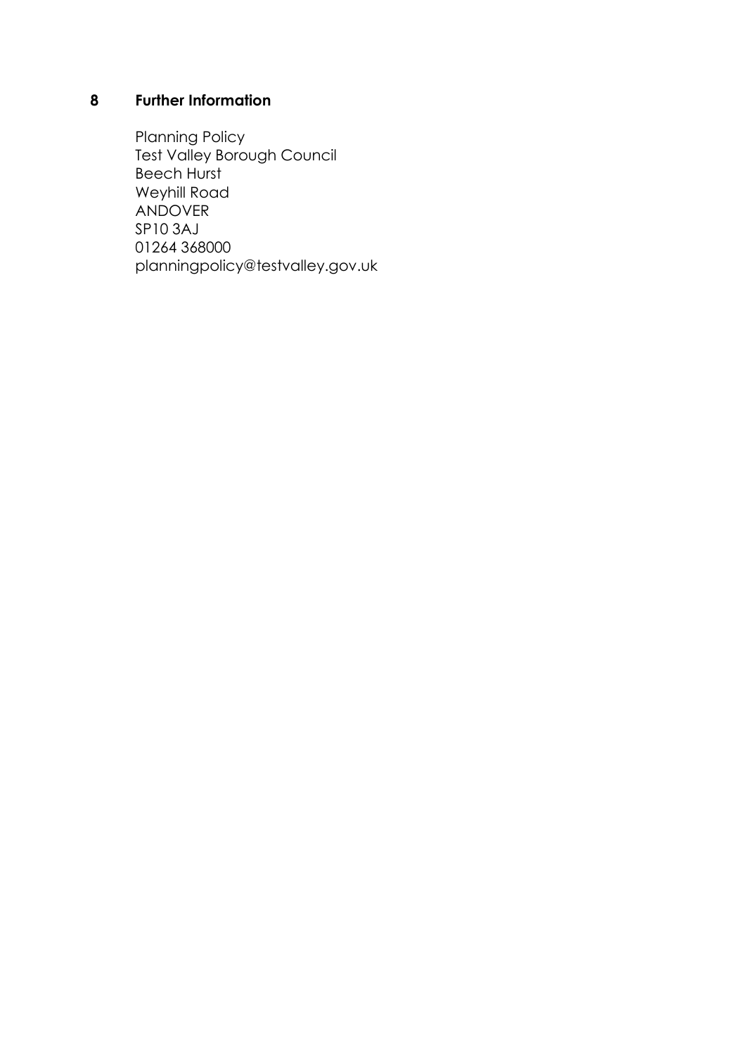## 8 Further Information

Planning Policy
Test Valley Borough Council
Beech Hurst
Weyhill Road
ANDOVER
SP10 3AJ
01264 368000
planningpolicy@testvalley.gov.uk